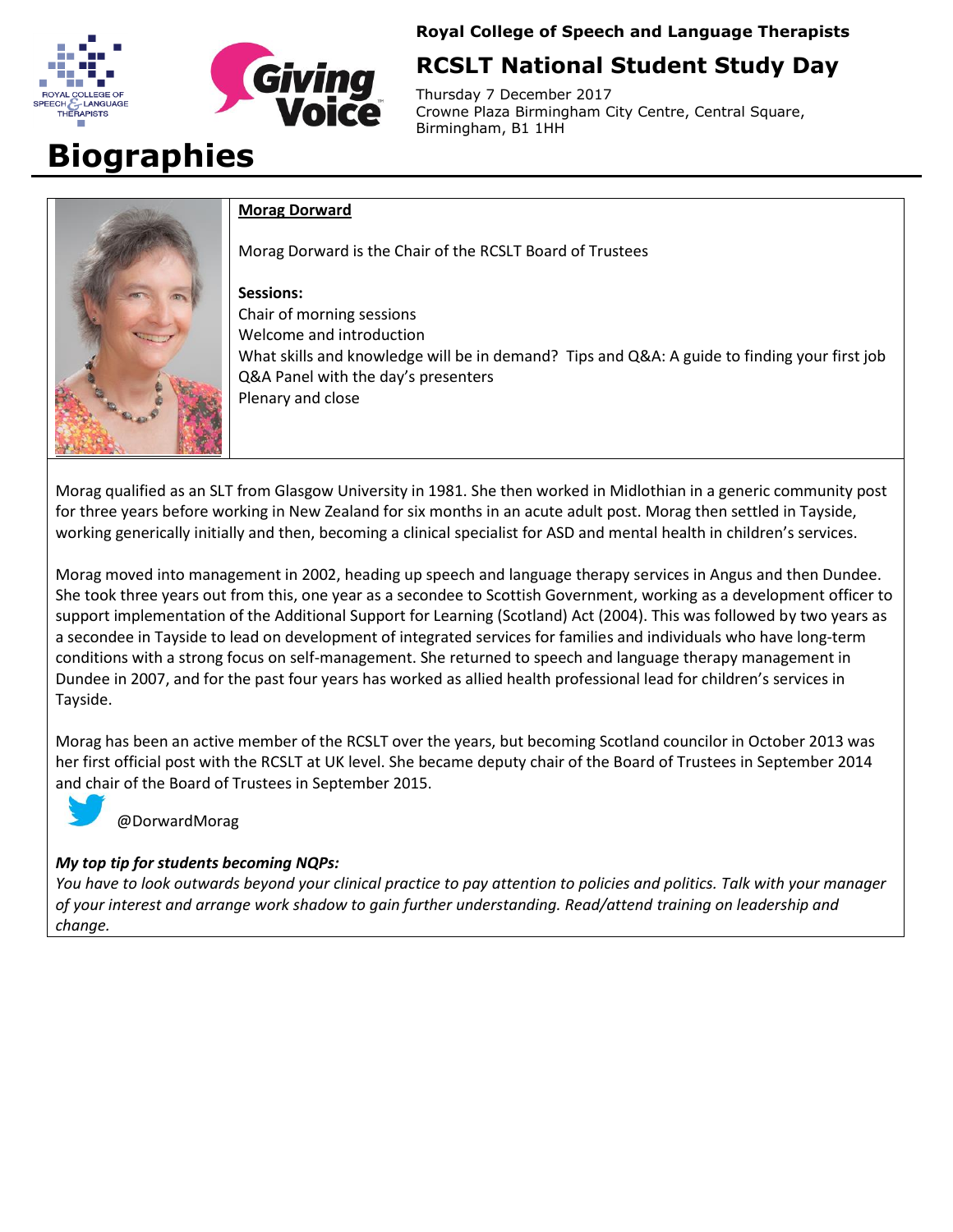Royal College of Speech and Language Therapists

## RCSLT National Student Study Day

Thursday 7 December 2017
Crowne Plaza Birmingham City Centre, Central Square, Birmingham, B1 1HH

# Biographies

### Morag Dorward

Morag Dorward is the Chair of the RCSLT Board of Trustees

**Sessions:**
Chair of morning sessions
Welcome and introduction
What skills and knowledge will be in demand? Tips and Q&A: A guide to finding your first job
Q&A Panel with the day's presenters
Plenary and close

Morag qualified as an SLT from Glasgow University in 1981. She then worked in Midlothian in a generic community post for three years before working in New Zealand for six months in an acute adult post. Morag then settled in Tayside, working generically initially and then, becoming a clinical specialist for ASD and mental health in children's services.

Morag moved into management in 2002, heading up speech and language therapy services in Angus and then Dundee. She took three years out from this, one year as a secondee to Scottish Government, working as a development officer to support implementation of the Additional Support for Learning (Scotland) Act (2004). This was followed by two years as a secondee in Tayside to lead on development of integrated services for families and individuals who have long-term conditions with a strong focus on self-management. She returned to speech and language therapy management in Dundee in 2007, and for the past four years has worked as allied health professional lead for children's services in Tayside.

Morag has been an active member of the RCSLT over the years, but becoming Scotland councilor in October 2013 was her first official post with the RCSLT at UK level. She became deputy chair of the Board of Trustees in September 2014 and chair of the Board of Trustees in September 2015.

@DorwardMorag

***My top tip for students becoming NQPs:***
*You have to look outwards beyond your clinical practice to pay attention to policies and politics. Talk with your manager of your interest and arrange work shadow to gain further understanding. Read/attend training on leadership and change.*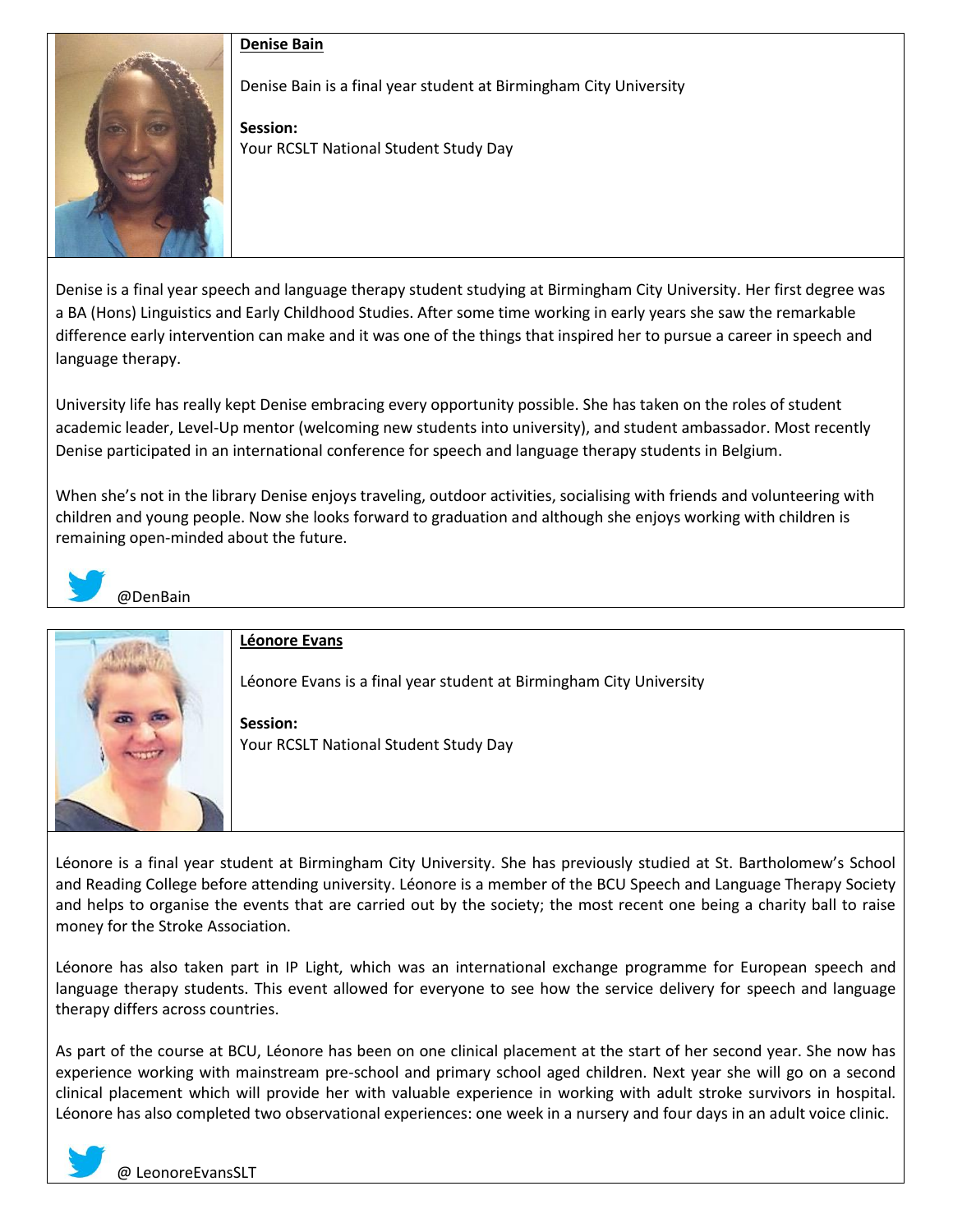**Denise Bain**

Denise Bain is a final year student at Birmingham City University

**Session:**
Your RCSLT National Student Study Day

Denise is a final year speech and language therapy student studying at Birmingham City University. Her first degree was a BA (Hons) Linguistics and Early Childhood Studies. After some time working in early years she saw the remarkable difference early intervention can make and it was one of the things that inspired her to pursue a career in speech and language therapy.

University life has really kept Denise embracing every opportunity possible. She has taken on the roles of student academic leader, Level-Up mentor (welcoming new students into university), and student ambassador. Most recently Denise participated in an international conference for speech and language therapy students in Belgium.

When she's not in the library Denise enjoys traveling, outdoor activities, socialising with friends and volunteering with children and young people. Now she looks forward to graduation and although she enjoys working with children is remaining open-minded about the future.

@DenBain

**Léonore Evans**

Léonore Evans is a final year student at Birmingham City University

**Session:**
Your RCSLT National Student Study Day

Léonore is a final year student at Birmingham City University. She has previously studied at St. Bartholomew's School and Reading College before attending university. Léonore is a member of the BCU Speech and Language Therapy Society and helps to organise the events that are carried out by the society; the most recent one being a charity ball to raise money for the Stroke Association.

Léonore has also taken part in IP Light, which was an international exchange programme for European speech and language therapy students. This event allowed for everyone to see how the service delivery for speech and language therapy differs across countries.

As part of the course at BCU, Léonore has been on one clinical placement at the start of her second year. She now has experience working with mainstream pre-school and primary school aged children. Next year she will go on a second clinical placement which will provide her with valuable experience in working with adult stroke survivors in hospital. Léonore has also completed two observational experiences: one week in a nursery and four days in an adult voice clinic.

@ LeonoreEvansSLT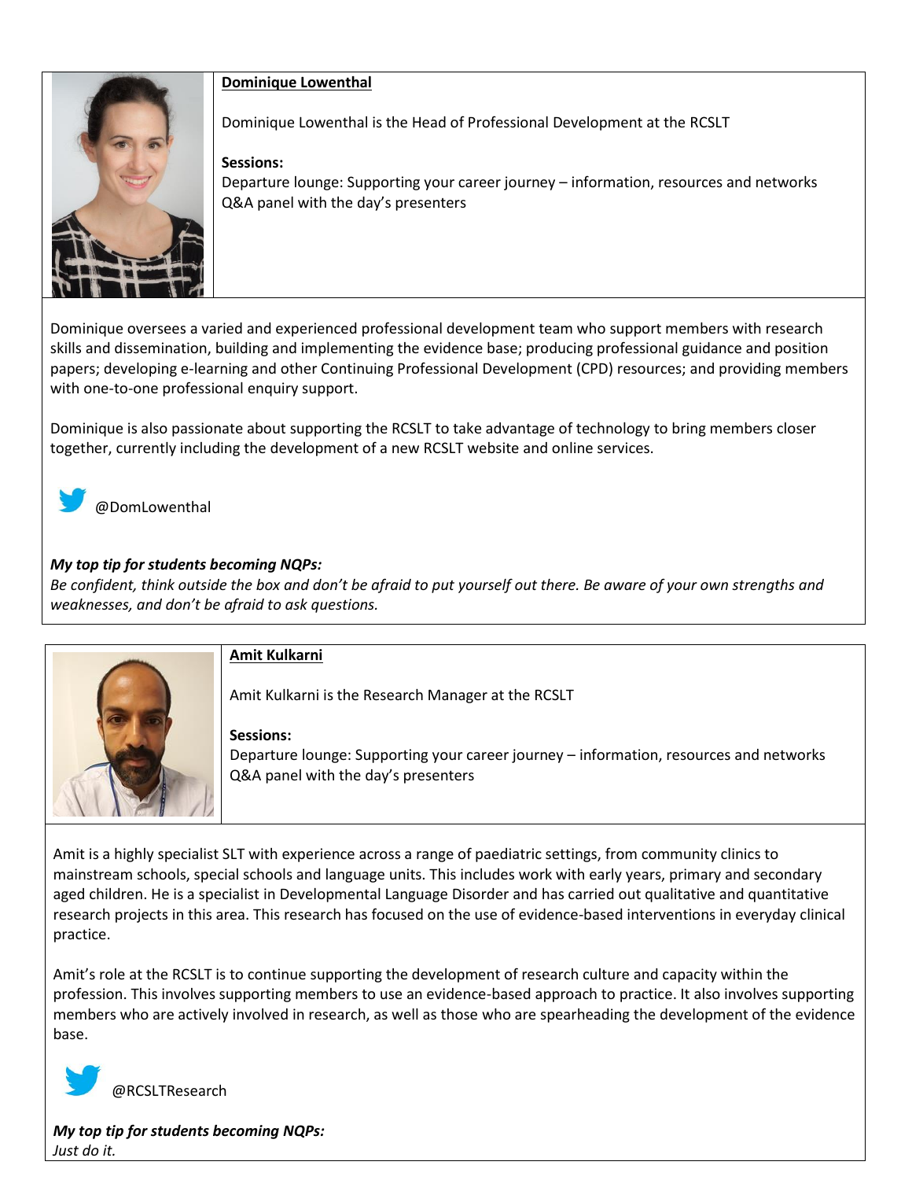## Dominique Lowenthal

Dominique Lowenthal is the Head of Professional Development at the RCSLT

**Sessions:**
Departure lounge: Supporting your career journey – information, resources and networks
Q&A panel with the day's presenters

Dominique oversees a varied and experienced professional development team who support members with research skills and dissemination, building and implementing the evidence base; producing professional guidance and position papers; developing e-learning and other Continuing Professional Development (CPD) resources; and providing members with one-to-one professional enquiry support.

Dominique is also passionate about supporting the RCSLT to take advantage of technology to bring members closer together, currently including the development of a new RCSLT website and online services.

@DomLowenthal

***My top tip for students becoming NQPs:***
*Be confident, think outside the box and don't be afraid to put yourself out there. Be aware of your own strengths and weaknesses, and don't be afraid to ask questions.*

## Amit Kulkarni

Amit Kulkarni is the Research Manager at the RCSLT

**Sessions:**
Departure lounge: Supporting your career journey – information, resources and networks
Q&A panel with the day's presenters

Amit is a highly specialist SLT with experience across a range of paediatric settings, from community clinics to mainstream schools, special schools and language units. This includes work with early years, primary and secondary aged children. He is a specialist in Developmental Language Disorder and has carried out qualitative and quantitative research projects in this area. This research has focused on the use of evidence-based interventions in everyday clinical practice.

Amit's role at the RCSLT is to continue supporting the development of research culture and capacity within the profession. This involves supporting members to use an evidence-based approach to practice. It also involves supporting members who are actively involved in research, as well as those who are spearheading the development of the evidence base.

@RCSLTResearch

***My top tip for students becoming NQPs:***
*Just do it.*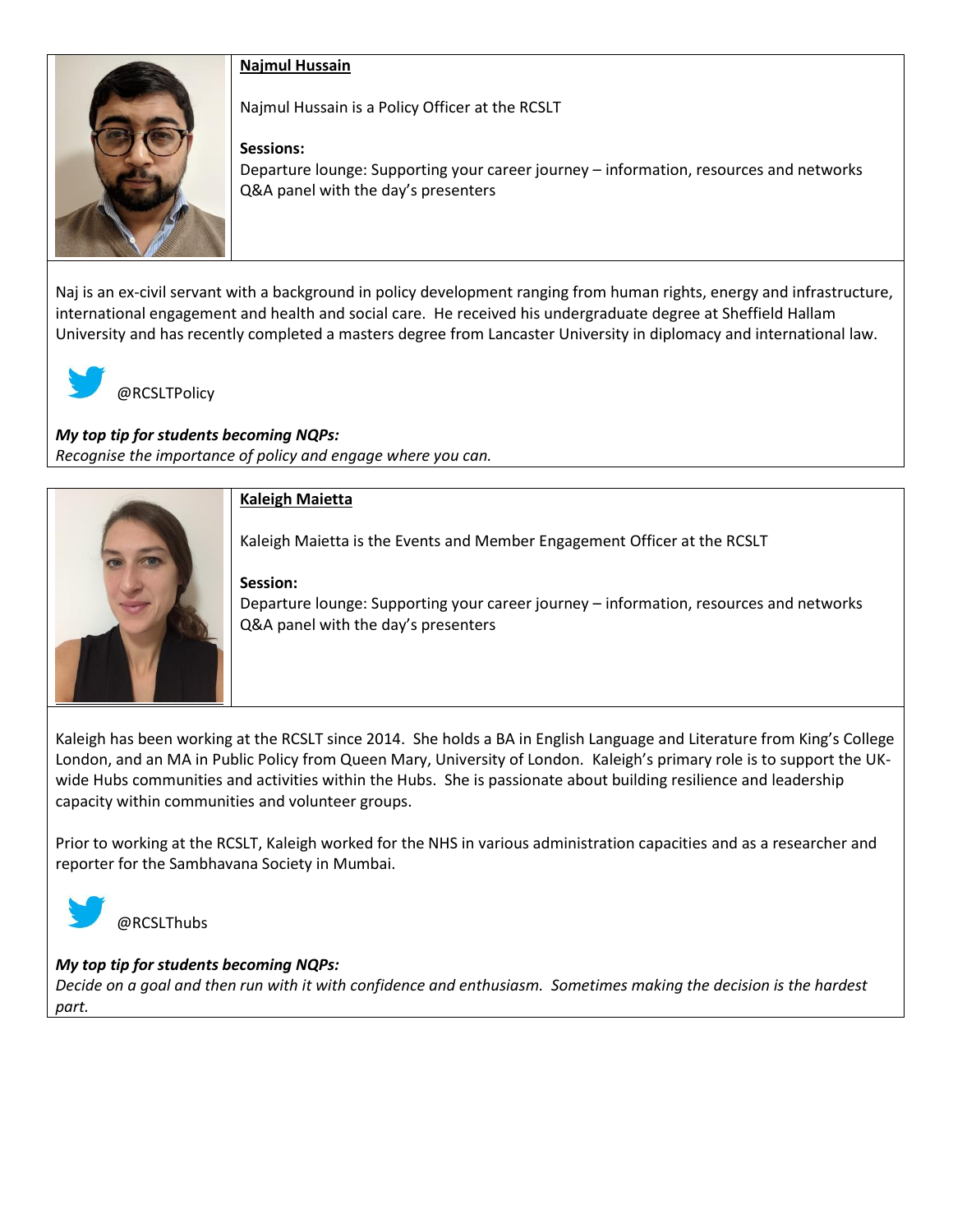## Najmul Hussain

Najmul Hussain is a Policy Officer at the RCSLT

**Sessions:**
Departure lounge: Supporting your career journey – information, resources and networks
Q&A panel with the day's presenters

Naj is an ex-civil servant with a background in policy development ranging from human rights, energy and infrastructure, international engagement and health and social care. He received his undergraduate degree at Sheffield Hallam University and has recently completed a masters degree from Lancaster University in diplomacy and international law.

@RCSLTPolicy

***My top tip for students becoming NQPs:***
*Recognise the importance of policy and engage where you can.*

## Kaleigh Maietta

Kaleigh Maietta is the Events and Member Engagement Officer at the RCSLT

**Session:**
Departure lounge: Supporting your career journey – information, resources and networks
Q&A panel with the day's presenters

Kaleigh has been working at the RCSLT since 2014. She holds a BA in English Language and Literature from King's College London, and an MA in Public Policy from Queen Mary, University of London. Kaleigh's primary role is to support the UK-wide Hubs communities and activities within the Hubs. She is passionate about building resilience and leadership capacity within communities and volunteer groups.

Prior to working at the RCSLT, Kaleigh worked for the NHS in various administration capacities and as a researcher and reporter for the Sambhavana Society in Mumbai.

@RCSLThubs

***My top tip for students becoming NQPs:***
*Decide on a goal and then run with it with confidence and enthusiasm. Sometimes making the decision is the hardest part.*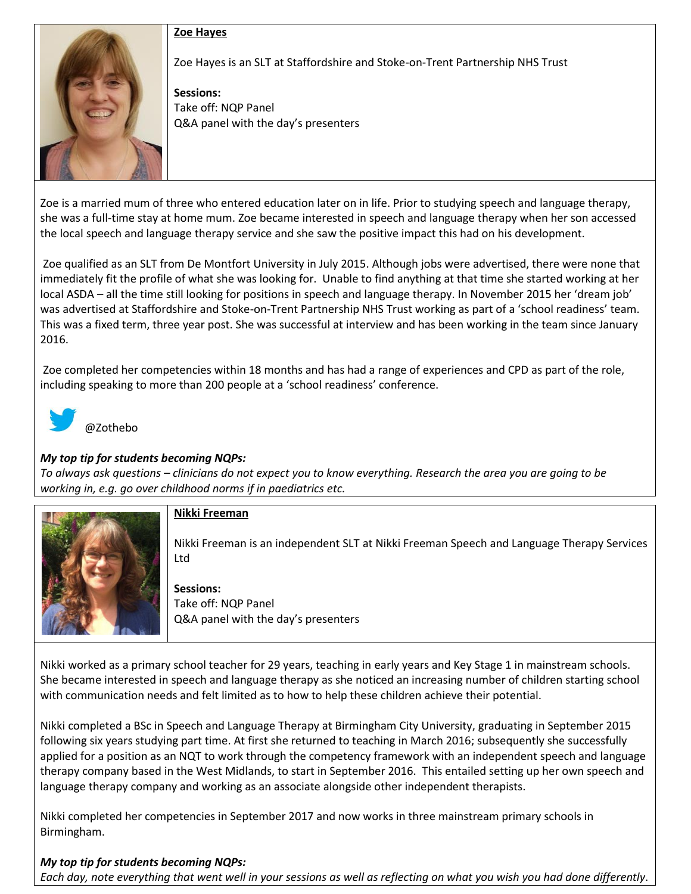**Zoe Hayes**

Zoe Hayes is an SLT at Staffordshire and Stoke-on-Trent Partnership NHS Trust

**Sessions:**
Take off: NQP Panel
Q&A panel with the day's presenters

Zoe is a married mum of three who entered education later on in life. Prior to studying speech and language therapy, she was a full-time stay at home mum. Zoe became interested in speech and language therapy when her son accessed the local speech and language therapy service and she saw the positive impact this had on his development.

Zoe qualified as an SLT from De Montfort University in July 2015. Although jobs were advertised, there were none that immediately fit the profile of what she was looking for. Unable to find anything at that time she started working at her local ASDA – all the time still looking for positions in speech and language therapy. In November 2015 her 'dream job' was advertised at Staffordshire and Stoke-on-Trent Partnership NHS Trust working as part of a 'school readiness' team. This was a fixed term, three year post. She was successful at interview and has been working in the team since January 2016.

Zoe completed her competencies within 18 months and has had a range of experiences and CPD as part of the role, including speaking to more than 200 people at a 'school readiness' conference.

@Zothebo

***My top tip for students becoming NQPs:***
*To always ask questions – clinicians do not expect you to know everything. Research the area you are going to be working in, e.g. go over childhood norms if in paediatrics etc.*

**Nikki Freeman**

Nikki Freeman is an independent SLT at Nikki Freeman Speech and Language Therapy Services Ltd

**Sessions:**
Take off: NQP Panel
Q&A panel with the day's presenters

Nikki worked as a primary school teacher for 29 years, teaching in early years and Key Stage 1 in mainstream schools. She became interested in speech and language therapy as she noticed an increasing number of children starting school with communication needs and felt limited as to how to help these children achieve their potential.

Nikki completed a BSc in Speech and Language Therapy at Birmingham City University, graduating in September 2015 following six years studying part time. At first she returned to teaching in March 2016; subsequently she successfully applied for a position as an NQT to work through the competency framework with an independent speech and language therapy company based in the West Midlands, to start in September 2016. This entailed setting up her own speech and language therapy company and working as an associate alongside other independent therapists.

Nikki completed her competencies in September 2017 and now works in three mainstream primary schools in Birmingham.

***My top tip for students becoming NQPs:***
*Each day, note everything that went well in your sessions as well as reflecting on what you wish you had done differently.*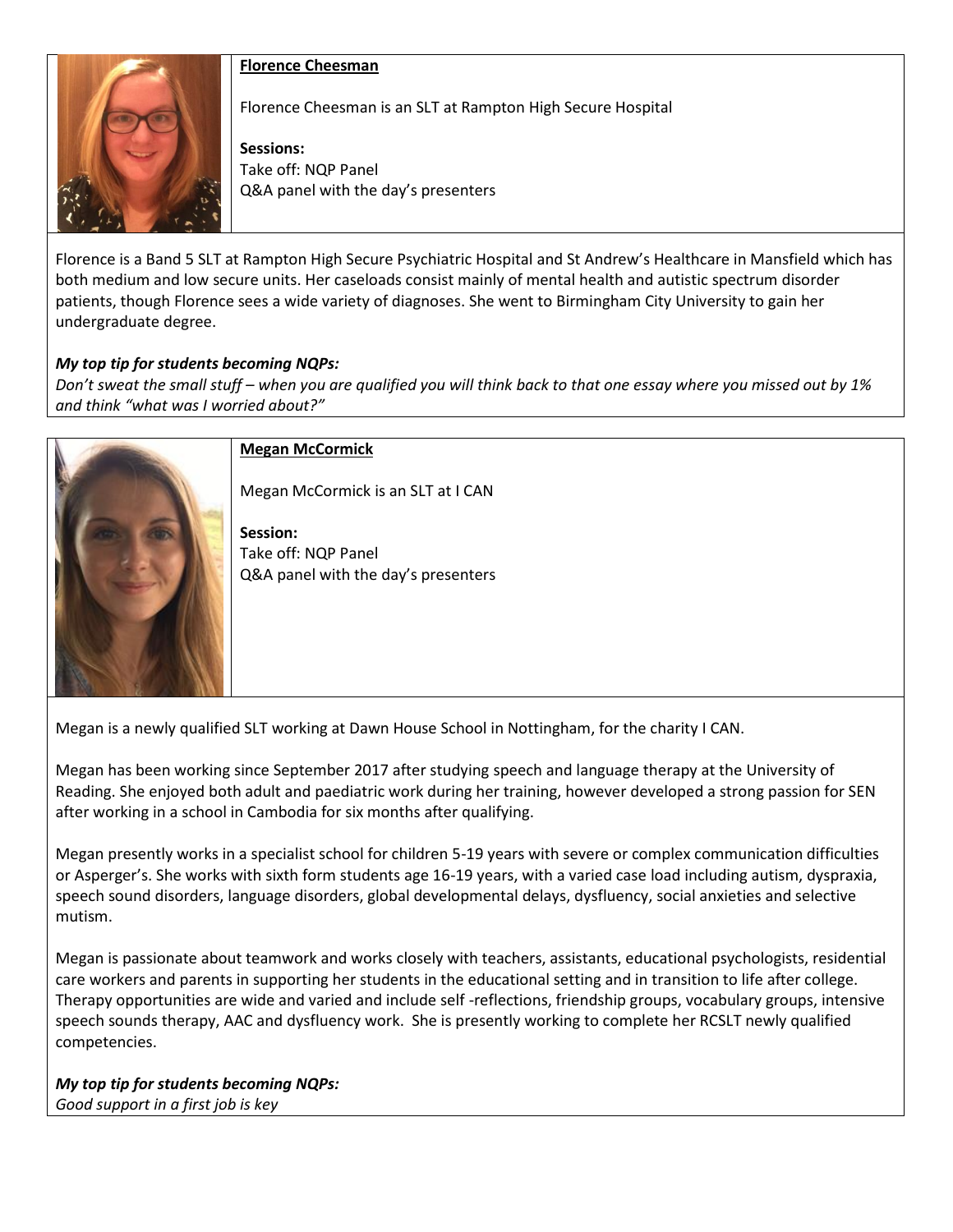**Florence Cheesman**

Florence Cheesman is an SLT at Rampton High Secure Hospital

**Sessions:**
Take off: NQP Panel
Q&A panel with the day's presenters

Florence is a Band 5 SLT at Rampton High Secure Psychiatric Hospital and St Andrew's Healthcare in Mansfield which has both medium and low secure units. Her caseloads consist mainly of mental health and autistic spectrum disorder patients, though Florence sees a wide variety of diagnoses. She went to Birmingham City University to gain her undergraduate degree.

***My top tip for students becoming NQPs:***
*Don't sweat the small stuff – when you are qualified you will think back to that one essay where you missed out by 1% and think "what was I worried about?"*

**Megan McCormick**

Megan McCormick is an SLT at I CAN

**Session:**
Take off: NQP Panel
Q&A panel with the day's presenters

Megan is a newly qualified SLT working at Dawn House School in Nottingham, for the charity I CAN.

Megan has been working since September 2017 after studying speech and language therapy at the University of Reading. She enjoyed both adult and paediatric work during her training, however developed a strong passion for SEN after working in a school in Cambodia for six months after qualifying.

Megan presently works in a specialist school for children 5-19 years with severe or complex communication difficulties or Asperger's. She works with sixth form students age 16-19 years, with a varied case load including autism, dyspraxia, speech sound disorders, language disorders, global developmental delays, dysfluency, social anxieties and selective mutism.

Megan is passionate about teamwork and works closely with teachers, assistants, educational psychologists, residential care workers and parents in supporting her students in the educational setting and in transition to life after college. Therapy opportunities are wide and varied and include self -reflections, friendship groups, vocabulary groups, intensive speech sounds therapy, AAC and dysfluency work. She is presently working to complete her RCSLT newly qualified competencies.

***My top tip for students becoming NQPs:***
*Good support in a first job is key*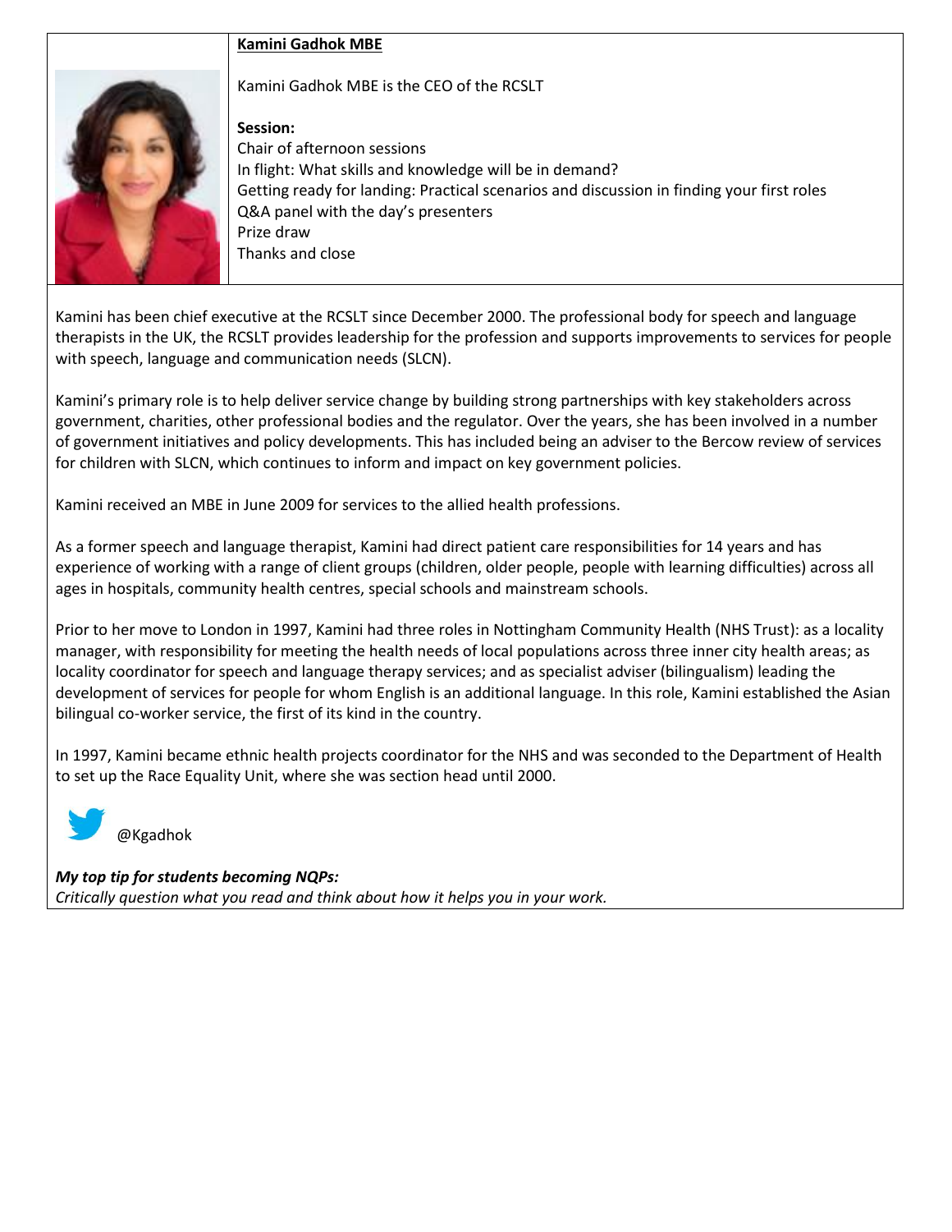**Kamini Gadhok MBE**

Kamini Gadhok MBE is the CEO of the RCSLT

**Session:**
Chair of afternoon sessions
In flight: What skills and knowledge will be in demand?
Getting ready for landing: Practical scenarios and discussion in finding your first roles
Q&A panel with the day's presenters
Prize draw
Thanks and close

Kamini has been chief executive at the RCSLT since December 2000. The professional body for speech and language therapists in the UK, the RCSLT provides leadership for the profession and supports improvements to services for people with speech, language and communication needs (SLCN).

Kamini's primary role is to help deliver service change by building strong partnerships with key stakeholders across government, charities, other professional bodies and the regulator. Over the years, she has been involved in a number of government initiatives and policy developments. This has included being an adviser to the Bercow review of services for children with SLCN, which continues to inform and impact on key government policies.

Kamini received an MBE in June 2009 for services to the allied health professions.

As a former speech and language therapist, Kamini had direct patient care responsibilities for 14 years and has experience of working with a range of client groups (children, older people, people with learning difficulties) across all ages in hospitals, community health centres, special schools and mainstream schools.

Prior to her move to London in 1997, Kamini had three roles in Nottingham Community Health (NHS Trust): as a locality manager, with responsibility for meeting the health needs of local populations across three inner city health areas; as locality coordinator for speech and language therapy services; and as specialist adviser (bilingualism) leading the development of services for people for whom English is an additional language. In this role, Kamini established the Asian bilingual co-worker service, the first of its kind in the country.

In 1997, Kamini became ethnic health projects coordinator for the NHS and was seconded to the Department of Health to set up the Race Equality Unit, where she was section head until 2000.

@Kgadhok

***My top tip for students becoming NQPs:***
*Critically question what you read and think about how it helps you in your work.*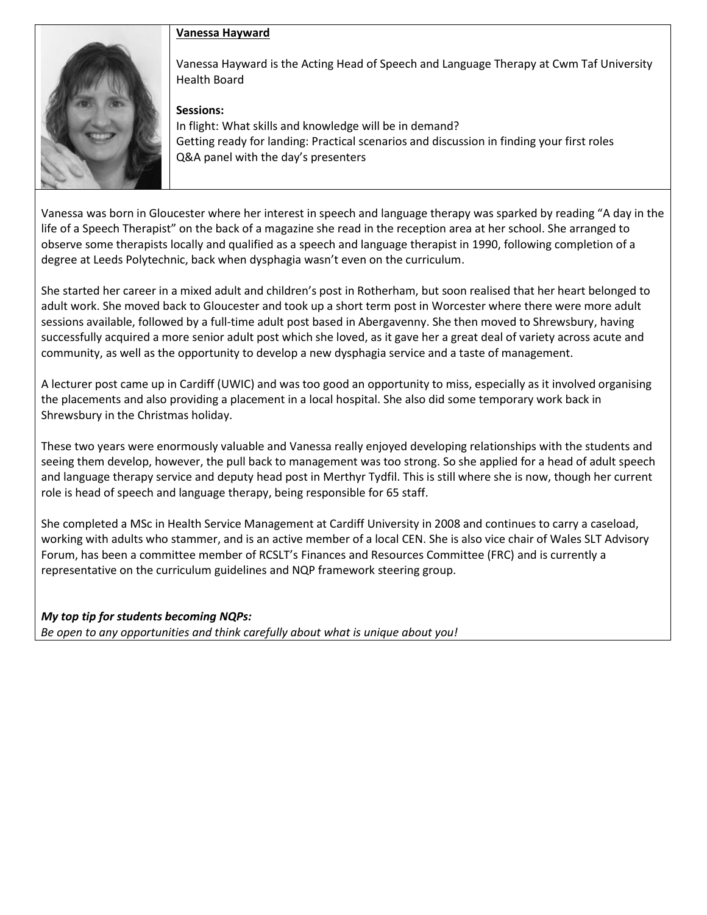**Vanessa Hayward**

Vanessa Hayward is the Acting Head of Speech and Language Therapy at Cwm Taf University Health Board

**Sessions:**

In flight: What skills and knowledge will be in demand?
Getting ready for landing: Practical scenarios and discussion in finding your first roles
Q&A panel with the day's presenters

Vanessa was born in Gloucester where her interest in speech and language therapy was sparked by reading "A day in the life of a Speech Therapist" on the back of a magazine she read in the reception area at her school. She arranged to observe some therapists locally and qualified as a speech and language therapist in 1990, following completion of a degree at Leeds Polytechnic, back when dysphagia wasn't even on the curriculum.

She started her career in a mixed adult and children's post in Rotherham, but soon realised that her heart belonged to adult work. She moved back to Gloucester and took up a short term post in Worcester where there were more adult sessions available, followed by a full-time adult post based in Abergavenny. She then moved to Shrewsbury, having successfully acquired a more senior adult post which she loved, as it gave her a great deal of variety across acute and community, as well as the opportunity to develop a new dysphagia service and a taste of management.

A lecturer post came up in Cardiff (UWIC) and was too good an opportunity to miss, especially as it involved organising the placements and also providing a placement in a local hospital. She also did some temporary work back in Shrewsbury in the Christmas holiday.

These two years were enormously valuable and Vanessa really enjoyed developing relationships with the students and seeing them develop, however, the pull back to management was too strong. So she applied for a head of adult speech and language therapy service and deputy head post in Merthyr Tydfil. This is still where she is now, though her current role is head of speech and language therapy, being responsible for 65 staff.

She completed a MSc in Health Service Management at Cardiff University in 2008 and continues to carry a caseload, working with adults who stammer, and is an active member of a local CEN. She is also vice chair of Wales SLT Advisory Forum, has been a committee member of RCSLT's Finances and Resources Committee (FRC) and is currently a representative on the curriculum guidelines and NQP framework steering group.

***My top tip for students becoming NQPs:***
*Be open to any opportunities and think carefully about what is unique about you!*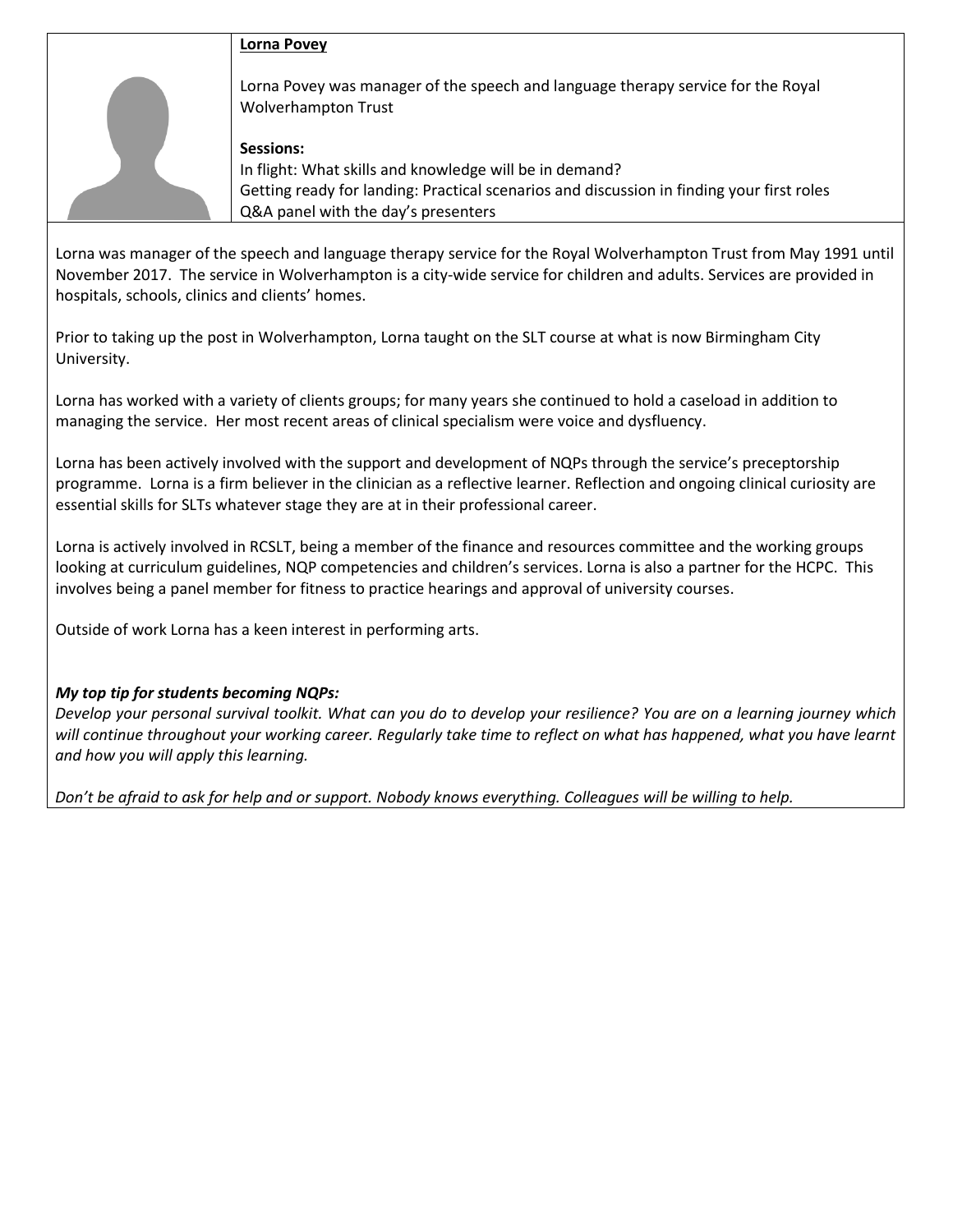**Lorna Povey**

Lorna Povey was manager of the speech and language therapy service for the Royal Wolverhampton Trust

**Sessions:**
In flight: What skills and knowledge will be in demand?
Getting ready for landing: Practical scenarios and discussion in finding your first roles
Q&A panel with the day's presenters

Lorna was manager of the speech and language therapy service for the Royal Wolverhampton Trust from May 1991 until November 2017. The service in Wolverhampton is a city-wide service for children and adults. Services are provided in hospitals, schools, clinics and clients' homes.

Prior to taking up the post in Wolverhampton, Lorna taught on the SLT course at what is now Birmingham City University.

Lorna has worked with a variety of clients groups; for many years she continued to hold a caseload in addition to managing the service. Her most recent areas of clinical specialism were voice and dysfluency.

Lorna has been actively involved with the support and development of NQPs through the service's preceptorship programme. Lorna is a firm believer in the clinician as a reflective learner. Reflection and ongoing clinical curiosity are essential skills for SLTs whatever stage they are at in their professional career.

Lorna is actively involved in RCSLT, being a member of the finance and resources committee and the working groups looking at curriculum guidelines, NQP competencies and children's services. Lorna is also a partner for the HCPC. This involves being a panel member for fitness to practice hearings and approval of university courses.

Outside of work Lorna has a keen interest in performing arts.

***My top tip for students becoming NQPs:***

*Develop your personal survival toolkit. What can you do to develop your resilience? You are on a learning journey which will continue throughout your working career. Regularly take time to reflect on what has happened, what you have learnt and how you will apply this learning.*

*Don't be afraid to ask for help and or support. Nobody knows everything. Colleagues will be willing to help.*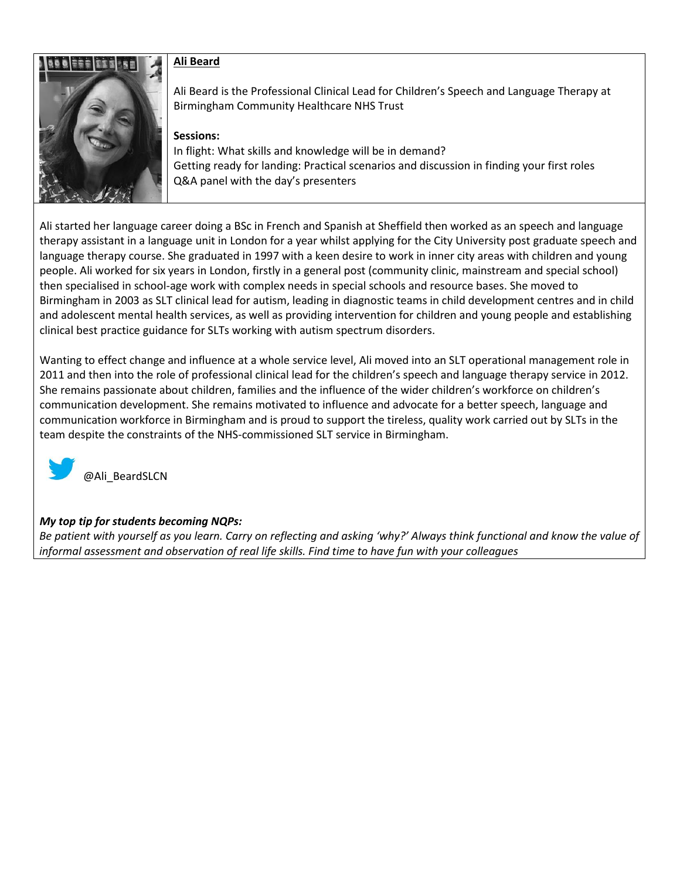**Ali Beard**

Ali Beard is the Professional Clinical Lead for Children's Speech and Language Therapy at Birmingham Community Healthcare NHS Trust

**Sessions:**

In flight: What skills and knowledge will be in demand?
Getting ready for landing: Practical scenarios and discussion in finding your first roles
Q&A panel with the day's presenters

Ali started her language career doing a BSc in French and Spanish at Sheffield then worked as an speech and language therapy assistant in a language unit in London for a year whilst applying for the City University post graduate speech and language therapy course. She graduated in 1997 with a keen desire to work in inner city areas with children and young people. Ali worked for six years in London, firstly in a general post (community clinic, mainstream and special school) then specialised in school-age work with complex needs in special schools and resource bases. She moved to Birmingham in 2003 as SLT clinical lead for autism, leading in diagnostic teams in child development centres and in child and adolescent mental health services, as well as providing intervention for children and young people and establishing clinical best practice guidance for SLTs working with autism spectrum disorders.

Wanting to effect change and influence at a whole service level, Ali moved into an SLT operational management role in 2011 and then into the role of professional clinical lead for the children's speech and language therapy service in 2012. She remains passionate about children, families and the influence of the wider children's workforce on children's communication development. She remains motivated to influence and advocate for a better speech, language and communication workforce in Birmingham and is proud to support the tireless, quality work carried out by SLTs in the team despite the constraints of the NHS-commissioned SLT service in Birmingham.

@Ali_BeardSLCN

***My top tip for students becoming NQPs:***

*Be patient with yourself as you learn. Carry on reflecting and asking 'why?' Always think functional and know the value of informal assessment and observation of real life skills. Find time to have fun with your colleagues*